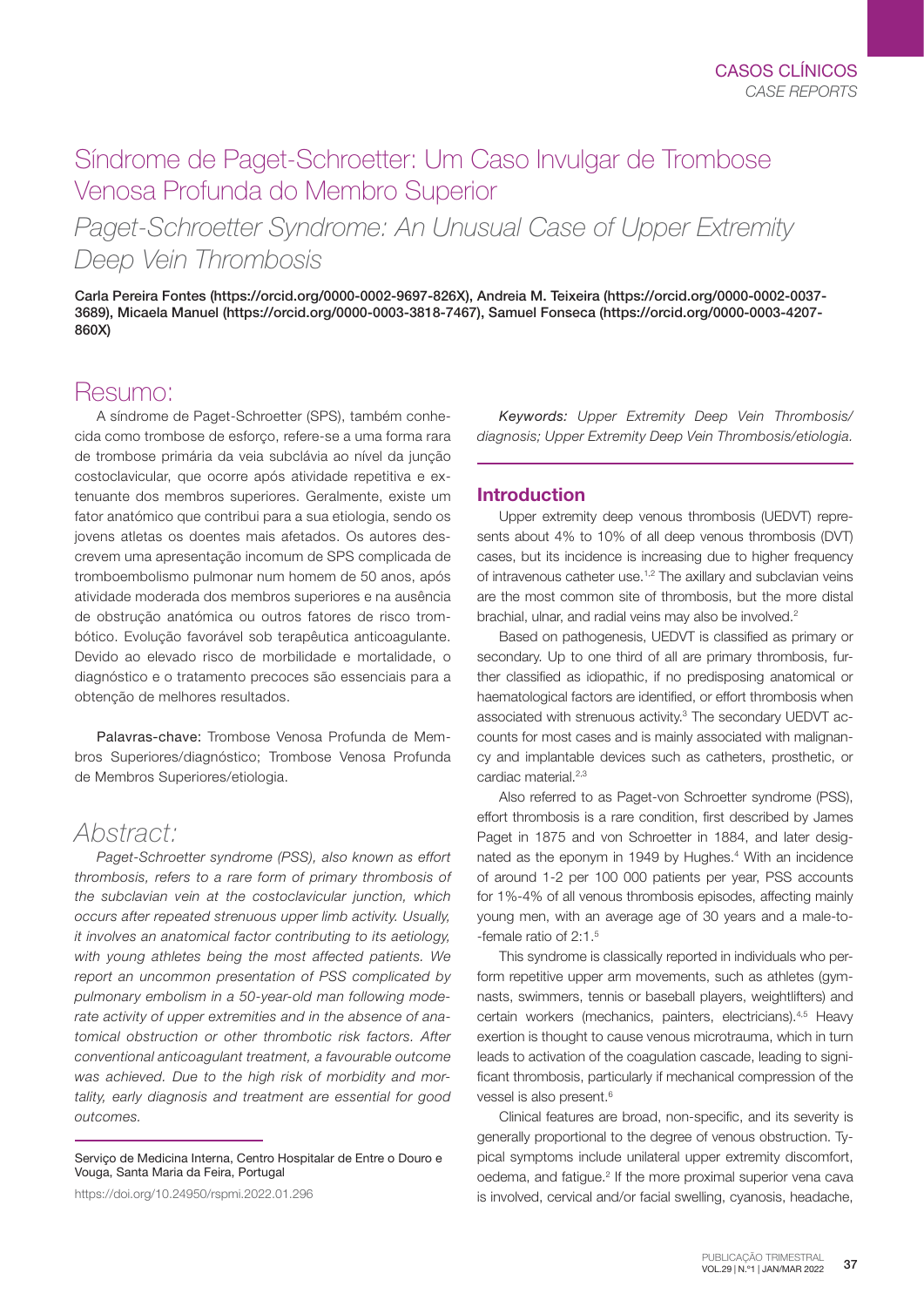CASOS CLÍNICOS
*CASE REPORTS*

# Síndrome de Paget-Schroetter: Um Caso Invulgar de Trombose Venosa Profunda do Membro Superior

## *Paget-Schroetter Syndrome: An Unusual Case of Upper Extremity Deep Vein Thrombosis*

**Carla Pereira Fontes (https://orcid.org/0000-0002-9697-826X), Andreia M. Teixeira (https://orcid.org/0000-0002-0037-3689), Micaela Manuel (https://orcid.org/0000-0003-3818-7467), Samuel Fonseca (https://orcid.org/0000-0003-4207-860X)**

## Resumo:

A síndrome de Paget-Schroetter (SPS), também conhecida como trombose de esforço, refere-se a uma forma rara de trombose primária da veia subclávia ao nível da junção costoclavicular, que ocorre após atividade repetitiva e extenuante dos membros superiores. Geralmente, existe um fator anatómico que contribui para a sua etiologia, sendo os jovens atletas os doentes mais afetados. Os autores descrevem uma apresentação incomum de SPS complicada de tromboembolismo pulmonar num homem de 50 anos, após atividade moderada dos membros superiores e na ausência de obstrução anatómica ou outros fatores de risco trombótico. Evolução favorável sob terapêutica anticoagulante. Devido ao elevado risco de morbilidade e mortalidade, o diagnóstico e o tratamento precoces são essenciais para a obtenção de melhores resultados.

Palavras-chave: Trombose Venosa Profunda de Membros Superiores/diagnóstico; Trombose Venosa Profunda de Membros Superiores/etiologia.

## *Abstract:*

*Paget-Schroetter syndrome (PSS), also known as effort thrombosis, refers to a rare form of primary thrombosis of the subclavian vein at the costoclavicular junction, which occurs after repeated strenuous upper limb activity. Usually, it involves an anatomical factor contributing to its aetiology, with young athletes being the most affected patients. We report an uncommon presentation of PSS complicated by pulmonary embolism in a 50-year-old man following moderate activity of upper extremities and in the absence of anatomical obstruction or other thrombotic risk factors. After conventional anticoagulant treatment, a favourable outcome was achieved. Due to the high risk of morbidity and mortality, early diagnosis and treatment are essential for good outcomes.*

*Keywords: Upper Extremity Deep Vein Thrombosis/diagnosis; Upper Extremity Deep Vein Thrombosis/etiologia.*

Serviço de Medicina Interna, Centro Hospitalar de Entre o Douro e Vouga, Santa Maria da Feira, Portugal

https://doi.org/10.24950/rspmi.2022.01.296

## Introduction

Upper extremity deep venous thrombosis (UEDVT) represents about 4% to 10% of all deep venous thrombosis (DVT) cases, but its incidence is increasing due to higher frequency of intravenous catheter use.[1,2] The axillary and subclavian veins are the most common site of thrombosis, but the more distal brachial, ulnar, and radial veins may also be involved.[2]

Based on pathogenesis, UEDVT is classified as primary or secondary. Up to one third of all are primary thrombosis, further classified as idiopathic, if no predisposing anatomical or haematological factors are identified, or effort thrombosis when associated with strenuous activity.[3] The secondary UEDVT accounts for most cases and is mainly associated with malignancy and implantable devices such as catheters, prosthetic, or cardiac material.[2,3]

Also referred to as Paget-von Schroetter syndrome (PSS), effort thrombosis is a rare condition, first described by James Paget in 1875 and von Schroetter in 1884, and later designated as the eponym in 1949 by Hughes.[4] With an incidence of around 1-2 per 100 000 patients per year, PSS accounts for 1%-4% of all venous thrombosis episodes, affecting mainly young men, with an average age of 30 years and a male-to-female ratio of 2:1.[5]

This syndrome is classically reported in individuals who perform repetitive upper arm movements, such as athletes (gymnasts, swimmers, tennis or baseball players, weightlifters) and certain workers (mechanics, painters, electricians).[4,5] Heavy exertion is thought to cause venous microtrauma, which in turn leads to activation of the coagulation cascade, leading to significant thrombosis, particularly if mechanical compression of the vessel is also present.[6]

Clinical features are broad, non-specific, and its severity is generally proportional to the degree of venous obstruction. Typical symptoms include unilateral upper extremity discomfort, oedema, and fatigue.[2] If the more proximal superior vena cava is involved, cervical and/or facial swelling, cyanosis, headache,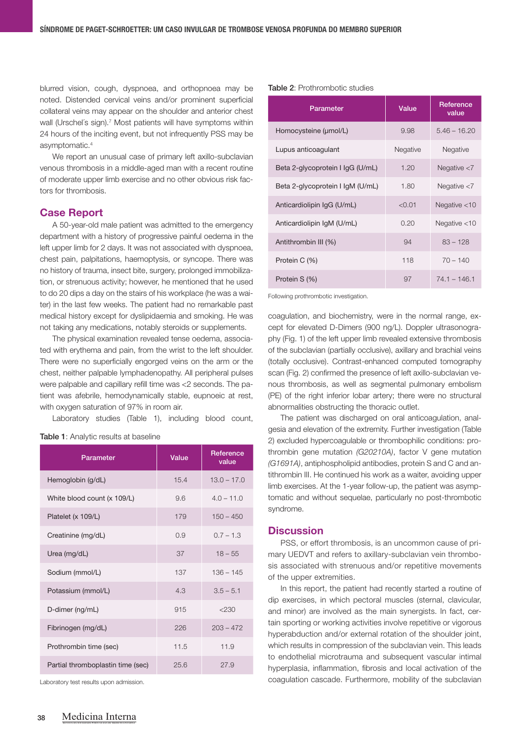blurred vision, cough, dyspnoea, and orthopnoea may be noted. Distended cervical veins and/or prominent superficial collateral veins may appear on the shoulder and anterior chest wall (Urschel´s sign).[7] Most patients will have symptoms within 24 hours of the inciting event, but not infrequently PSS may be asymptomatic.[4]

We report an unusual case of primary left axillo-subclavian venous thrombosis in a middle-aged man with a recent routine of moderate upper limb exercise and no other obvious risk factors for thrombosis.

## Case Report

A 50-year-old male patient was admitted to the emergency department with a history of progressive painful oedema in the left upper limb for 2 days. It was not associated with dyspnoea, chest pain, palpitations, haemoptysis, or syncope. There was no history of trauma, insect bite, surgery, prolonged immobilization, or strenuous activity; however, he mentioned that he used to do 20 dips a day on the stairs of his workplace (he was a waiter) in the last few weeks. The patient had no remarkable past medical history except for dyslipidaemia and smoking. He was not taking any medications, notably steroids or supplements.

The physical examination revealed tense oedema, associated with erythema and pain, from the wrist to the left shoulder. There were no superficially engorged veins on the arm or the chest, neither palpable lymphadenopathy. All peripheral pulses were palpable and capillary refill time was <2 seconds. The patient was afebrile, hemodynamically stable, eupnoeic at rest, with oxygen saturation of 97% in room air.

Laboratory studies (Table 1), including blood count, coagulation, and biochemistry, were in the normal range, except for elevated D-Dimers (900 ng/L). Doppler ultrasonography (Fig. 1) of the left upper limb revealed extensive thrombosis of the subclavian (partially occlusive), axillary and brachial veins (totally occlusive). Contrast-enhanced computed tomography scan (Fig. 2) confirmed the presence of left axillo-subclavian venous thrombosis, as well as segmental pulmonary embolism (PE) of the right inferior lobar artery; there were no structural abnormalities obstructing the thoracic outlet.

**Table 1**: Analytic results at baseline

| Parameter | Value | Reference value |
|---|---|---|
| Hemoglobin (g/dL) | 15.4 | 13.0 – 17.0 |
| White blood count (x 109/L) | 9.6 | 4.0 – 11.0 |
| Platelet (x 109/L) | 179 | 150 – 450 |
| Creatinine (mg/dL) | 0.9 | 0.7 – 1.3 |
| Urea (mg/dL) | 37 | 18 – 55 |
| Sodium (mmol/L) | 137 | 136 – 145 |
| Potassium (mmol/L) | 4.3 | 3.5 – 5.1 |
| D-dimer (ng/mL) | 915 | <230 |
| Fibrinogen (mg/dL) | 226 | 203 – 472 |
| Prothrombin time (sec) | 11.5 | 11.9 |
| Partial thromboplastin time (sec) | 25.6 | 27.9 |

Laboratory test results upon admission.

**Table 2**: Prothrombotic studies

| Parameter | Value | Reference value |
|---|---|---|
| Homocysteine (µmol/L) | 9.98 | 5.46 – 16.20 |
| Lupus anticoagulant | Negative | Negative |
| Beta 2-glycoprotein I IgG (U/mL) | 1.20 | Negative <7 |
| Beta 2-glycoprotein I IgM (U/mL) | 1.80 | Negative <7 |
| Anticardiolipin IgG (U/mL) | <0.01 | Negative <10 |
| Anticardiolipin IgM (U/mL) | 0.20 | Negative <10 |
| Antithrombin III (%) | 94 | 83 – 128 |
| Protein C (%) | 118 | 70 – 140 |
| Protein S (%) | 97 | 74.1 – 146.1 |

Following prothrombotic investigation.

The patient was discharged on oral anticoagulation, analgesia and elevation of the extremity. Further investigation (Table 2) excluded hypercoagulable or thrombophilic conditions: prothrombin gene mutation *(G20210A)*, factor V gene mutation *(G1691A)*, antiphospholipid antibodies, protein S and C and antithrombin III. He continued his work as a waiter, avoiding upper limb exercises. At the 1-year follow-up, the patient was asymptomatic and without sequelae, particularly no post-thrombotic syndrome.

## Discussion

PSS, or effort thrombosis, is an uncommon cause of primary UEDVT and refers to axillary-subclavian vein thrombosis associated with strenuous and/or repetitive movements of the upper extremities.

In this report, the patient had recently started a routine of dip exercises, in which pectoral muscles (sternal, clavicular, and minor) are involved as the main synergists. In fact, certain sporting or working activities involve repetitive or vigorous hyperabduction and/or external rotation of the shoulder joint, which results in compression of the subclavian vein. This leads to endothelial microtrauma and subsequent vascular intimal hyperplasia, inflammation, fibrosis and local activation of the coagulation cascade. Furthermore, mobility of the subclavian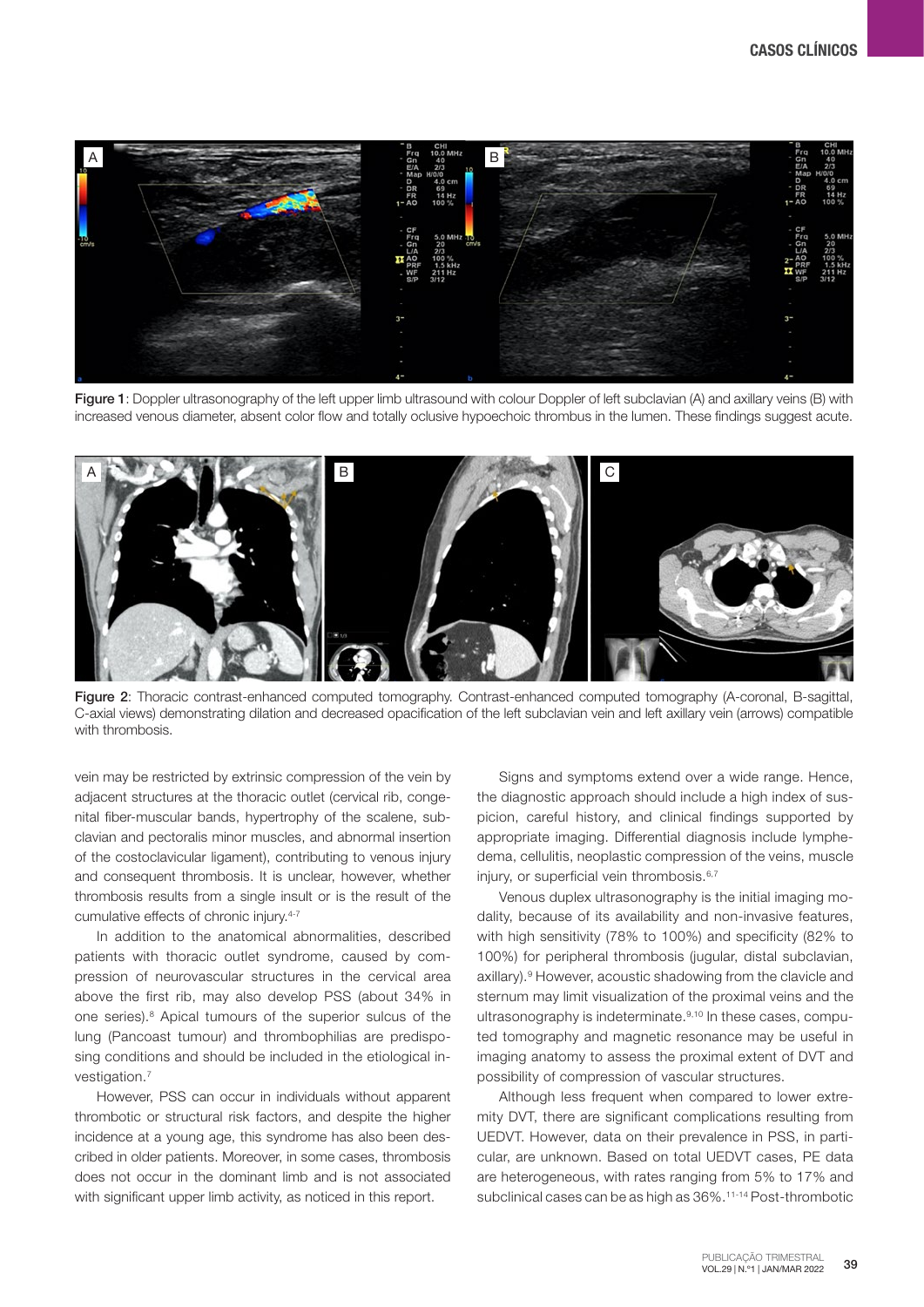Figure 1: Doppler ultrasonography of the left upper limb ultrasound with colour Doppler of left subclavian (A) and axillary veins (B) with increased venous diameter, absent color flow and totally oclusive hypoechoic thrombus in the lumen. These findings suggest acute.

Figure 2: Thoracic contrast-enhanced computed tomography. Contrast-enhanced computed tomography (A-coronal, B-sagittal, C-axial views) demonstrating dilation and decreased opacification of the left subclavian vein and left axillary vein (arrows) compatible with thrombosis.

vein may be restricted by extrinsic compression of the vein by adjacent structures at the thoracic outlet (cervical rib, congenital fiber-muscular bands, hypertrophy of the scalene, subclavian and pectoralis minor muscles, and abnormal insertion of the costoclavicular ligament), contributing to venous injury and consequent thrombosis. It is unclear, however, whether thrombosis results from a single insult or is the result of the cumulative effects of chronic injury.[4-7]

In addition to the anatomical abnormalities, described patients with thoracic outlet syndrome, caused by compression of neurovascular structures in the cervical area above the first rib, may also develop PSS (about 34% in one series).[8] Apical tumours of the superior sulcus of the lung (Pancoast tumour) and thrombophilias are predisposing conditions and should be included in the etiological investigation.[7]

However, PSS can occur in individuals without apparent thrombotic or structural risk factors, and despite the higher incidence at a young age, this syndrome has also been described in older patients. Moreover, in some cases, thrombosis does not occur in the dominant limb and is not associated with significant upper limb activity, as noticed in this report.

Signs and symptoms extend over a wide range. Hence, the diagnostic approach should include a high index of suspicion, careful history, and clinical findings supported by appropriate imaging. Differential diagnosis include lymphedema, cellulitis, neoplastic compression of the veins, muscle injury, or superficial vein thrombosis.[6,7]

Venous duplex ultrasonography is the initial imaging modality, because of its availability and non-invasive features, with high sensitivity (78% to 100%) and specificity (82% to 100%) for peripheral thrombosis (jugular, distal subclavian, axillary).[9] However, acoustic shadowing from the clavicle and sternum may limit visualization of the proximal veins and the ultrasonography is indeterminate.[9,10] In these cases, computed tomography and magnetic resonance may be useful in imaging anatomy to assess the proximal extent of DVT and possibility of compression of vascular structures.

Although less frequent when compared to lower extremity DVT, there are significant complications resulting from UEDVT. However, data on their prevalence in PSS, in particular, are unknown. Based on total UEDVT cases, PE data are heterogeneous, with rates ranging from 5% to 17% and subclinical cases can be as high as 36%.[11-14] Post-thrombotic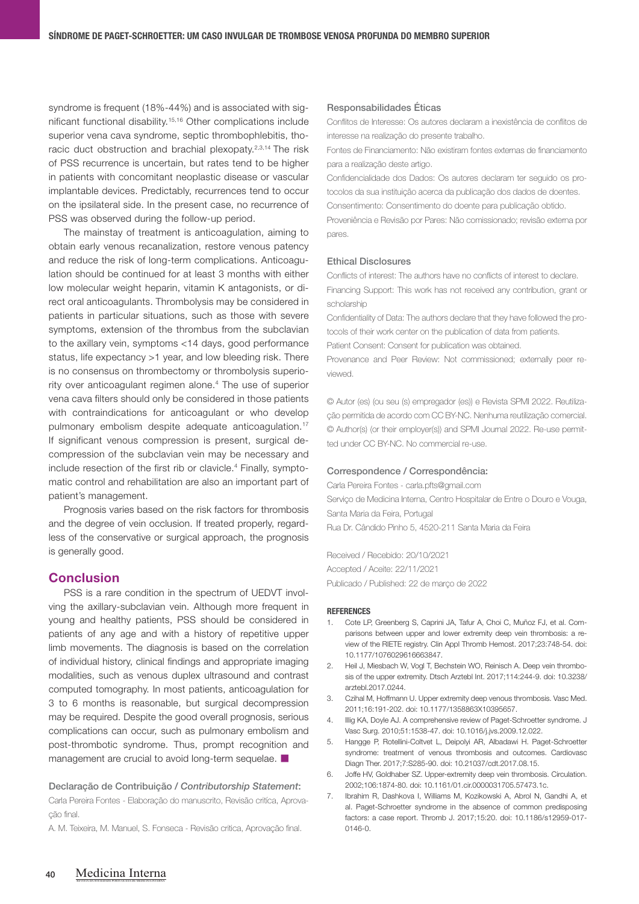syndrome is frequent (18%-44%) and is associated with significant functional disability.[15,16] Other complications include superior vena cava syndrome, septic thrombophlebitis, thoracic duct obstruction and brachial plexopathy.[2,3,14] The risk of PSS recurrence is uncertain, but rates tend to be higher in patients with concomitant neoplastic disease or vascular implantable devices. Predictably, recurrences tend to occur on the ipsilateral side. In the present case, no recurrence of PSS was observed during the follow-up period.

The mainstay of treatment is anticoagulation, aiming to obtain early venous recanalization, restore venous patency and reduce the risk of long-term complications. Anticoagulation should be continued for at least 3 months with either low molecular weight heparin, vitamin K antagonists, or direct oral anticoagulants. Thrombolysis may be considered in patients in particular situations, such as those with severe symptoms, extension of the thrombus from the subclavian to the axillary vein, symptoms <14 days, good performance status, life expectancy >1 year, and low bleeding risk. There is no consensus on thrombectomy or thrombolysis superiority over anticoagulant regimen alone.[4] The use of superior vena cava filters should only be considered in those patients with contraindications for anticoagulant or who develop pulmonary embolism despite adequate anticoagulation.[17] If significant venous compression is present, surgical decompression of the subclavian vein may be necessary and include resection of the first rib or clavicle.[4] Finally, symptomatic control and rehabilitation are also an important part of patient's management.

Prognosis varies based on the risk factors for thrombosis and the degree of vein occlusion. If treated properly, regardless of the conservative or surgical approach, the prognosis is generally good.

## Conclusion

PSS is a rare condition in the spectrum of UEDVT involving the axillary-subclavian vein. Although more frequent in young and healthy patients, PSS should be considered in patients of any age and with a history of repetitive upper limb movements. The diagnosis is based on the correlation of individual history, clinical findings and appropriate imaging modalities, such as venous duplex ultrasound and contrast computed tomography. In most patients, anticoagulation for 3 to 6 months is reasonable, but surgical decompression may be required. Despite the good overall prognosis, serious complications can occur, such as pulmonary embolism and post-thrombotic syndrome. Thus, prompt recognition and management are crucial to avoid long-term sequelae. ■

**Declaração de Contribuição / *Contributorship Statement*:**

Carla Pereira Fontes - Elaboração do manuscrito, Revisão crítica, Aprovação final.

A. M. Teixeira, M. Manuel, S. Fonseca - Revisão crítica, Aprovação final.

### Responsabilidades Éticas

Conflitos de Interesse: Os autores declaram a inexistência de conflitos de interesse na realização do presente trabalho.

Fontes de Financiamento: Não existiram fontes externas de financiamento para a realização deste artigo.

Confidencialidade dos Dados: Os autores declaram ter seguido os protocolos da sua instituição acerca da publicação dos dados de doentes.

Consentimento: Consentimento do doente para publicação obtido.

Proveniência e Revisão por Pares: Não comissionado; revisão externa por pares.

### Ethical Disclosures

Conflicts of interest: The authors have no conflicts of interest to declare.

Financing Support: This work has not received any contribution, grant or scholarship

Confidentiality of Data: The authors declare that they have followed the protocols of their work center on the publication of data from patients.

Patient Consent: Consent for publication was obtained.

Provenance and Peer Review: Not commissioned; externally peer reviewed.

© Autor (es) (ou seu (s) empregador (es)) e Revista SPMI 2022. Reutilização permitida de acordo com CC BY-NC. Nenhuma reutilização comercial.
© Author(s) (or their employer(s)) and SPMI Journal 2022. Re-use permitted under CC BY-NC. No commercial re-use.

### Correspondence / Correspondência:

Carla Pereira Fontes - carla.pfts@gmail.com
Serviço de Medicina Interna, Centro Hospitalar de Entre o Douro e Vouga, Santa Maria da Feira, Portugal
Rua Dr. Cândido Pinho 5, 4520-211 Santa Maria da Feira

Received / Recebido: 20/10/2021
Accepted / Aceite: 22/11/2021
Publicado / Published: 22 de março de 2022

### REFERENCES

1. Cote LP, Greenberg S, Caprini JA, Tafur A, Choi C, Muñoz FJ, et al. Comparisons between upper and lower extremity deep vein thrombosis: a review of the RIETE registry. Clin Appl Thromb Hemost. 2017;23:748-54. doi: 10.1177/1076029616663847.
2. Heil J, Miesbach W, Vogl T, Bechstein WO, Reinisch A. Deep vein thrombosis of the upper extremity. Dtsch Arztebl Int. 2017;114:244-9. doi: 10.3238/arztebl.2017.0244.
3. Czihal M, Hoffmann U. Upper extremity deep venous thrombosis. Vasc Med. 2011;16:191-202. doi: 10.1177/1358863X10395657.
4. Illig KA, Doyle AJ. A comprehensive review of Paget-Schroetter syndrome. J Vasc Surg. 2010;51:1538-47. doi: 10.1016/j.jvs.2009.12.022.
5. Hangge P, Rotellini-Coltvet L, Deipolyi AR, Albadawi H. Paget-Schroetter syndrome: treatment of venous thrombosis and outcomes. Cardiovasc Diagn Ther. 2017;7:S285-90. doi: 10.21037/cdt.2017.08.15.
6. Joffe HV, Goldhaber SZ. Upper-extremity deep vein thrombosis. Circulation. 2002;106:1874-80. doi: 10.1161/01.cir.0000031705.57473.1c.
7. Ibrahim R, Dashkova I, Williams M, Kozikowski A, Abrol N, Gandhi A, et al. Paget-Schroetter syndrome in the absence of common predisposing factors: a case report. Thromb J. 2017;15:20. doi: 10.1186/s12959-017-0146-0.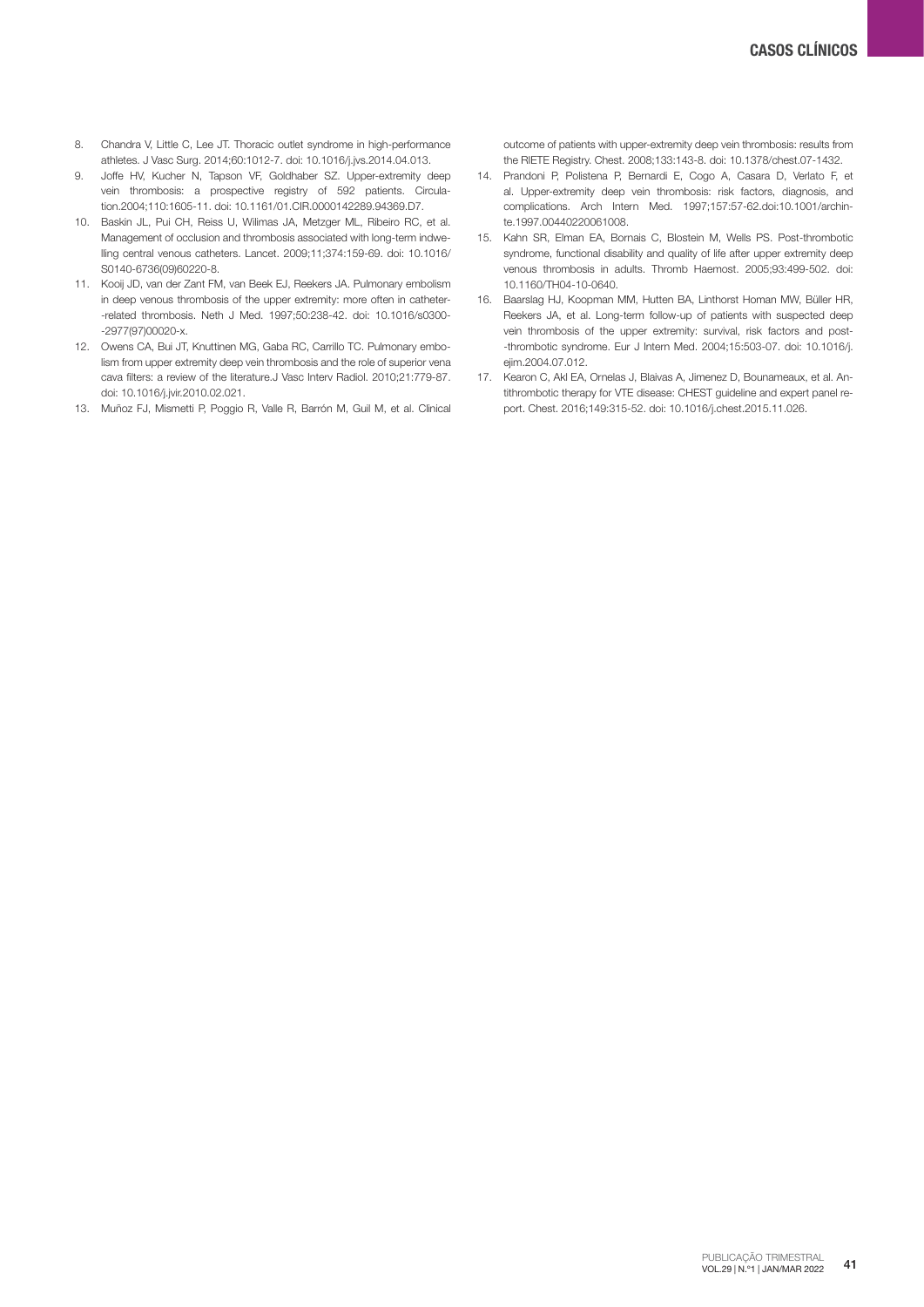8. Chandra V, Little C, Lee JT. Thoracic outlet syndrome in high-performance athletes. J Vasc Surg. 2014;60:1012-7. doi: 10.1016/j.jvs.2014.04.013.
9. Joffe HV, Kucher N, Tapson VF, Goldhaber SZ. Upper-extremity deep vein thrombosis: a prospective registry of 592 patients. Circulation.2004;110:1605-11. doi: 10.1161/01.CIR.0000142289.94369.D7.
10. Baskin JL, Pui CH, Reiss U, Wilimas JA, Metzger ML, Ribeiro RC, et al. Management of occlusion and thrombosis associated with long-term indwelling central venous catheters. Lancet. 2009;11;374:159-69. doi: 10.1016/S0140-6736(09)60220-8.
11. Kooij JD, van der Zant FM, van Beek EJ, Reekers JA. Pulmonary embolism in deep venous thrombosis of the upper extremity: more often in catheter-related thrombosis. Neth J Med. 1997;50:238-42. doi: 10.1016/s0300-2977(97)00020-x.
12. Owens CA, Bui JT, Knuttinen MG, Gaba RC, Carrillo TC. Pulmonary embolism from upper extremity deep vein thrombosis and the role of superior vena cava filters: a review of the literature.J Vasc Interv Radiol. 2010;21:779-87. doi: 10.1016/j.jvir.2010.02.021.
13. Muñoz FJ, Mismetti P, Poggio R, Valle R, Barrón M, Guil M, et al. Clinical outcome of patients with upper-extremity deep vein thrombosis: results from the RIETE Registry. Chest. 2008;133:143-8. doi: 10.1378/chest.07-1432.
14. Prandoni P, Polistena P, Bernardi E, Cogo A, Casara D, Verlato F, et al. Upper-extremity deep vein thrombosis: risk factors, diagnosis, and complications. Arch Intern Med. 1997;157:57-62.doi:10.1001/archinte.1997.00440220061008.
15. Kahn SR, Elman EA, Bornais C, Blostein M, Wells PS. Post-thrombotic syndrome, functional disability and quality of life after upper extremity deep venous thrombosis in adults. Thromb Haemost. 2005;93:499-502. doi: 10.1160/TH04-10-0640.
16. Baarslag HJ, Koopman MM, Hutten BA, Linthorst Homan MW, Büller HR, Reekers JA, et al. Long-term follow-up of patients with suspected deep vein thrombosis of the upper extremity: survival, risk factors and post-thrombotic syndrome. Eur J Intern Med. 2004;15:503-07. doi: 10.1016/j.ejim.2004.07.012.
17. Kearon C, Akl EA, Ornelas J, Blaivas A, Jimenez D, Bounameaux, et al. Antithrombotic therapy for VTE disease: CHEST guideline and expert panel report. Chest. 2016;149:315-52. doi: 10.1016/j.chest.2015.11.026.